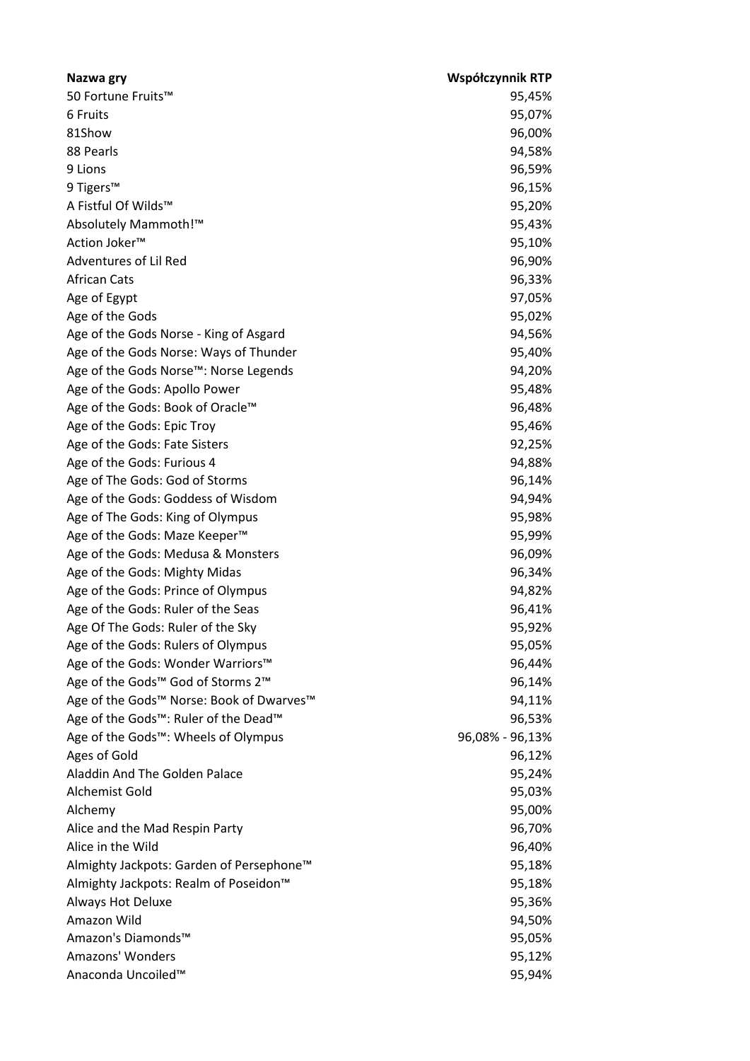| Nazwa gry | Współczynnik RTP |
|---|---|
| 50 Fortune Fruits™ | 95,45% |
| 6 Fruits | 95,07% |
| 81Show | 96,00% |
| 88 Pearls | 94,58% |
| 9 Lions | 96,59% |
| 9 Tigers™ | 96,15% |
| A Fistful Of Wilds™ | 95,20% |
| Absolutely Mammoth!™ | 95,43% |
| Action Joker™ | 95,10% |
| Adventures of Lil Red | 96,90% |
| African Cats | 96,33% |
| Age of Egypt | 97,05% |
| Age of the Gods | 95,02% |
| Age of the Gods Norse - King of Asgard | 94,56% |
| Age of the Gods Norse: Ways of Thunder | 95,40% |
| Age of the Gods Norse™: Norse Legends | 94,20% |
| Age of the Gods: Apollo Power | 95,48% |
| Age of the Gods: Book of Oracle™ | 96,48% |
| Age of the Gods: Epic Troy | 95,46% |
| Age of the Gods: Fate Sisters | 92,25% |
| Age of the Gods: Furious 4 | 94,88% |
| Age of The Gods: God of Storms | 96,14% |
| Age of the Gods: Goddess of Wisdom | 94,94% |
| Age of The Gods: King of Olympus | 95,98% |
| Age of the Gods: Maze Keeper™ | 95,99% |
| Age of the Gods: Medusa & Monsters | 96,09% |
| Age of the Gods: Mighty Midas | 96,34% |
| Age of the Gods: Prince of Olympus | 94,82% |
| Age of the Gods: Ruler of the Seas | 96,41% |
| Age Of The Gods: Ruler of the Sky | 95,92% |
| Age of the Gods: Rulers of Olympus | 95,05% |
| Age of the Gods: Wonder Warriors™ | 96,44% |
| Age of the Gods™ God of Storms 2™ | 96,14% |
| Age of the Gods™ Norse: Book of Dwarves™ | 94,11% |
| Age of the Gods™: Ruler of the Dead™ | 96,53% |
| Age of the Gods™: Wheels of Olympus | 96,08% - 96,13% |
| Ages of Gold | 96,12% |
| Aladdin And The Golden Palace | 95,24% |
| Alchemist Gold | 95,03% |
| Alchemy | 95,00% |
| Alice and the Mad Respin Party | 96,70% |
| Alice in the Wild | 96,40% |
| Almighty Jackpots: Garden of Persephone™ | 95,18% |
| Almighty Jackpots: Realm of Poseidon™ | 95,18% |
| Always Hot Deluxe | 95,36% |
| Amazon Wild | 94,50% |
| Amazon's Diamonds™ | 95,05% |
| Amazons' Wonders | 95,12% |
| Anaconda Uncoiled™ | 95,94% |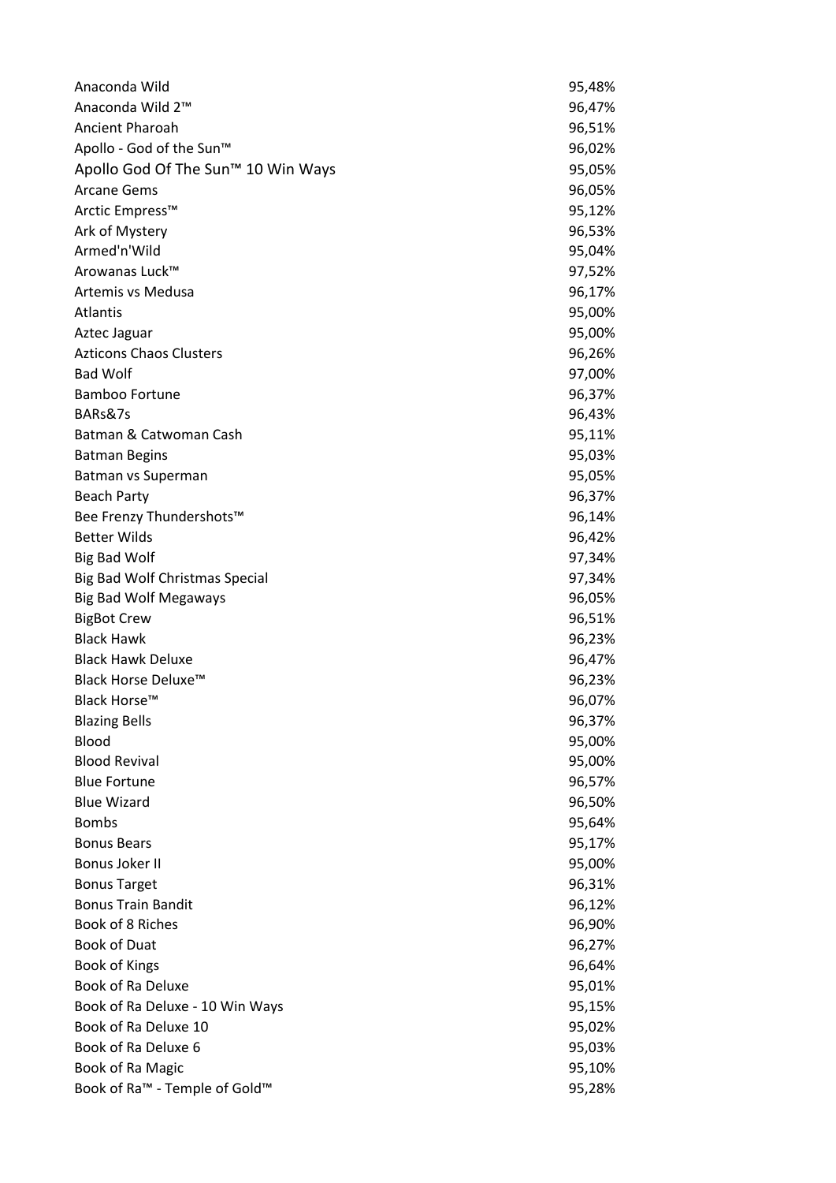| | |
|---|---|
| Anaconda Wild | 95,48% |
| Anaconda Wild 2™ | 96,47% |
| Ancient Pharoah | 96,51% |
| Apollo - God of the Sun™ | 96,02% |
| Apollo God Of The Sun™ 10 Win Ways | 95,05% |
| Arcane Gems | 96,05% |
| Arctic Empress™ | 95,12% |
| Ark of Mystery | 96,53% |
| Armed'n'Wild | 95,04% |
| Arowanas Luck™ | 97,52% |
| Artemis vs Medusa | 96,17% |
| Atlantis | 95,00% |
| Aztec Jaguar | 95,00% |
| Azticons Chaos Clusters | 96,26% |
| Bad Wolf | 97,00% |
| Bamboo Fortune | 96,37% |
| BARs&7s | 96,43% |
| Batman & Catwoman Cash | 95,11% |
| Batman Begins | 95,03% |
| Batman vs Superman | 95,05% |
| Beach Party | 96,37% |
| Bee Frenzy Thundershots™ | 96,14% |
| Better Wilds | 96,42% |
| Big Bad Wolf | 97,34% |
| Big Bad Wolf Christmas Special | 97,34% |
| Big Bad Wolf Megaways | 96,05% |
| BigBot Crew | 96,51% |
| Black Hawk | 96,23% |
| Black Hawk Deluxe | 96,47% |
| Black Horse Deluxe™ | 96,23% |
| Black Horse™ | 96,07% |
| Blazing Bells | 96,37% |
| Blood | 95,00% |
| Blood Revival | 95,00% |
| Blue Fortune | 96,57% |
| Blue Wizard | 96,50% |
| Bombs | 95,64% |
| Bonus Bears | 95,17% |
| Bonus Joker II | 95,00% |
| Bonus Target | 96,31% |
| Bonus Train Bandit | 96,12% |
| Book of 8 Riches | 96,90% |
| Book of Duat | 96,27% |
| Book of Kings | 96,64% |
| Book of Ra Deluxe | 95,01% |
| Book of Ra Deluxe - 10 Win Ways | 95,15% |
| Book of Ra Deluxe 10 | 95,02% |
| Book of Ra Deluxe 6 | 95,03% |
| Book of Ra Magic | 95,10% |
| Book of Ra™ - Temple of Gold™ | 95,28% |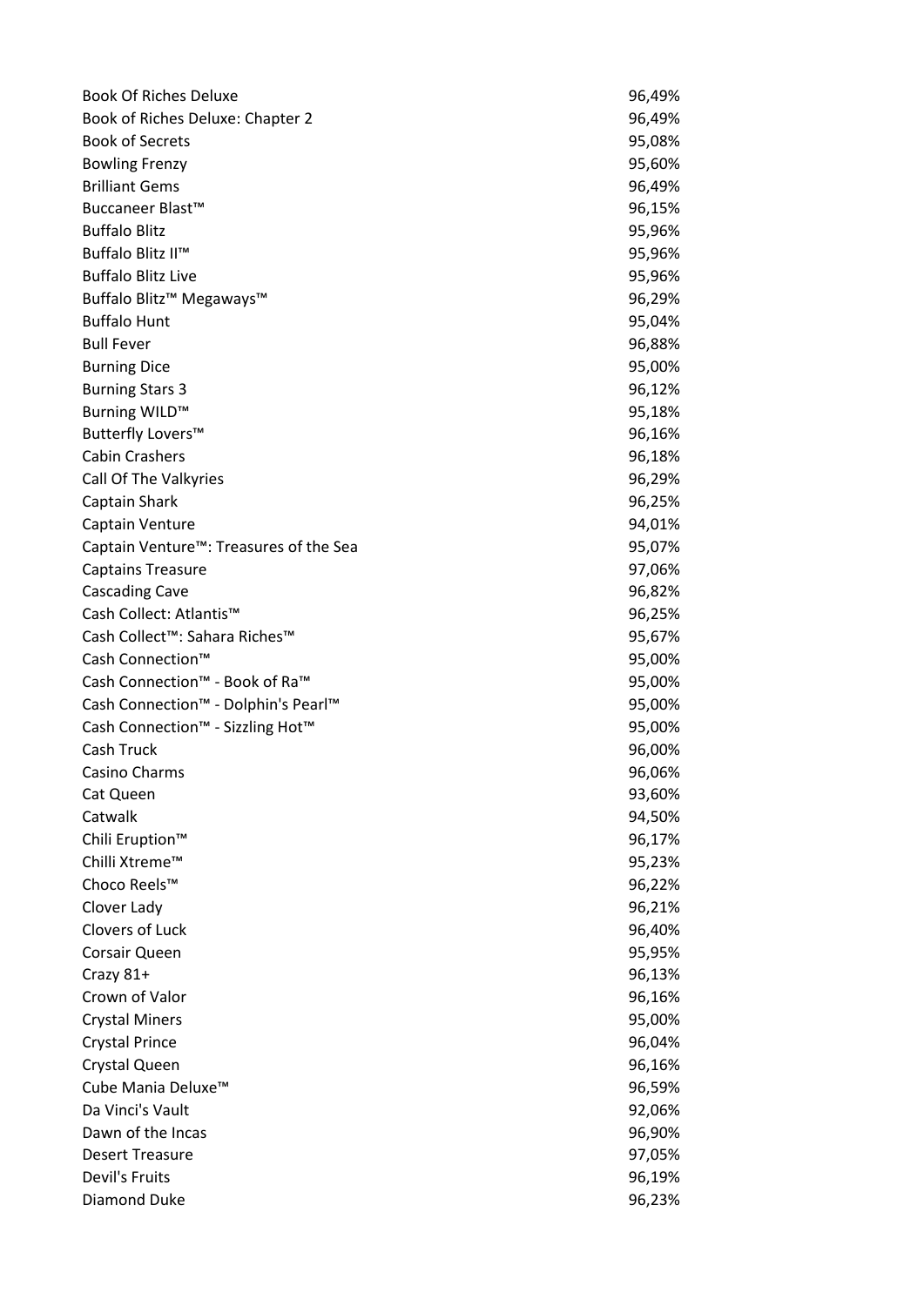| | |
|---|---|
| Book Of Riches Deluxe | 96,49% |
| Book of Riches Deluxe: Chapter 2 | 96,49% |
| Book of Secrets | 95,08% |
| Bowling Frenzy | 95,60% |
| Brilliant Gems | 96,49% |
| Buccaneer Blast™ | 96,15% |
| Buffalo Blitz | 95,96% |
| Buffalo Blitz II™ | 95,96% |
| Buffalo Blitz Live | 95,96% |
| Buffalo Blitz™ Megaways™ | 96,29% |
| Buffalo Hunt | 95,04% |
| Bull Fever | 96,88% |
| Burning Dice | 95,00% |
| Burning Stars 3 | 96,12% |
| Burning WILD™ | 95,18% |
| Butterfly Lovers™ | 96,16% |
| Cabin Crashers | 96,18% |
| Call Of The Valkyries | 96,29% |
| Captain Shark | 96,25% |
| Captain Venture | 94,01% |
| Captain Venture™: Treasures of the Sea | 95,07% |
| Captains Treasure | 97,06% |
| Cascading Cave | 96,82% |
| Cash Collect: Atlantis™ | 96,25% |
| Cash Collect™: Sahara Riches™ | 95,67% |
| Cash Connection™ | 95,00% |
| Cash Connection™ - Book of Ra™ | 95,00% |
| Cash Connection™ - Dolphin's Pearl™ | 95,00% |
| Cash Connection™ - Sizzling Hot™ | 95,00% |
| Cash Truck | 96,00% |
| Casino Charms | 96,06% |
| Cat Queen | 93,60% |
| Catwalk | 94,50% |
| Chili Eruption™ | 96,17% |
| Chilli Xtreme™ | 95,23% |
| Choco Reels™ | 96,22% |
| Clover Lady | 96,21% |
| Clovers of Luck | 96,40% |
| Corsair Queen | 95,95% |
| Crazy 81+ | 96,13% |
| Crown of Valor | 96,16% |
| Crystal Miners | 95,00% |
| Crystal Prince | 96,04% |
| Crystal Queen | 96,16% |
| Cube Mania Deluxe™ | 96,59% |
| Da Vinci's Vault | 92,06% |
| Dawn of the Incas | 96,90% |
| Desert Treasure | 97,05% |
| Devil's Fruits | 96,19% |
| Diamond Duke | 96,23% |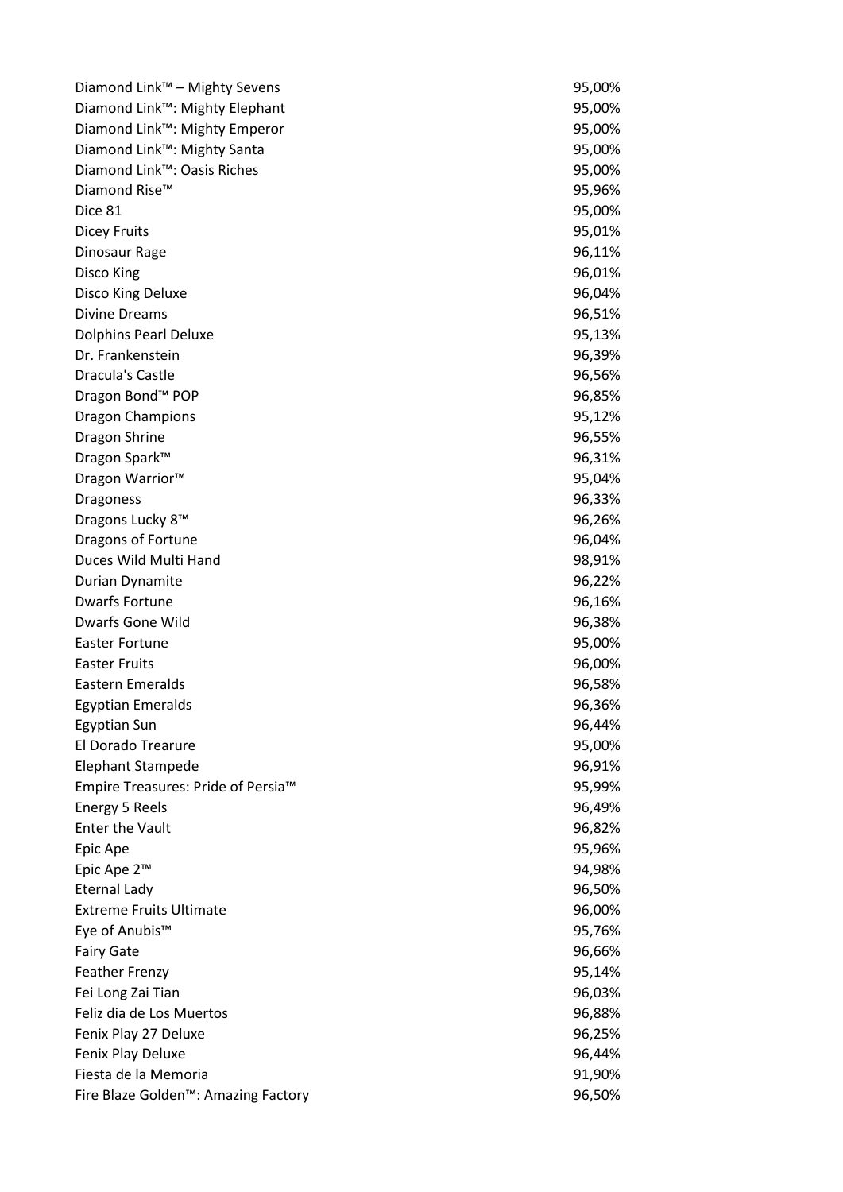| | |
|---|---|
| Diamond Link™ – Mighty Sevens | 95,00% |
| Diamond Link™: Mighty Elephant | 95,00% |
| Diamond Link™: Mighty Emperor | 95,00% |
| Diamond Link™: Mighty Santa | 95,00% |
| Diamond Link™: Oasis Riches | 95,00% |
| Diamond Rise™ | 95,96% |
| Dice 81 | 95,00% |
| Dicey Fruits | 95,01% |
| Dinosaur Rage | 96,11% |
| Disco King | 96,01% |
| Disco King Deluxe | 96,04% |
| Divine Dreams | 96,51% |
| Dolphins Pearl Deluxe | 95,13% |
| Dr. Frankenstein | 96,39% |
| Dracula's Castle | 96,56% |
| Dragon Bond™ POP | 96,85% |
| Dragon Champions | 95,12% |
| Dragon Shrine | 96,55% |
| Dragon Spark™ | 96,31% |
| Dragon Warrior™ | 95,04% |
| Dragoness | 96,33% |
| Dragons Lucky 8™ | 96,26% |
| Dragons of Fortune | 96,04% |
| Duces Wild Multi Hand | 98,91% |
| Durian Dynamite | 96,22% |
| Dwarfs Fortune | 96,16% |
| Dwarfs Gone Wild | 96,38% |
| Easter Fortune | 95,00% |
| Easter Fruits | 96,00% |
| Eastern Emeralds | 96,58% |
| Egyptian Emeralds | 96,36% |
| Egyptian Sun | 96,44% |
| El Dorado Trearure | 95,00% |
| Elephant Stampede | 96,91% |
| Empire Treasures: Pride of Persia™ | 95,99% |
| Energy 5 Reels | 96,49% |
| Enter the Vault | 96,82% |
| Epic Ape | 95,96% |
| Epic Ape 2™ | 94,98% |
| Eternal Lady | 96,50% |
| Extreme Fruits Ultimate | 96,00% |
| Eye of Anubis™ | 95,76% |
| Fairy Gate | 96,66% |
| Feather Frenzy | 95,14% |
| Fei Long Zai Tian | 96,03% |
| Feliz dia de Los Muertos | 96,88% |
| Fenix Play 27 Deluxe | 96,25% |
| Fenix Play Deluxe | 96,44% |
| Fiesta de la Memoria | 91,90% |
| Fire Blaze Golden™: Amazing Factory | 96,50% |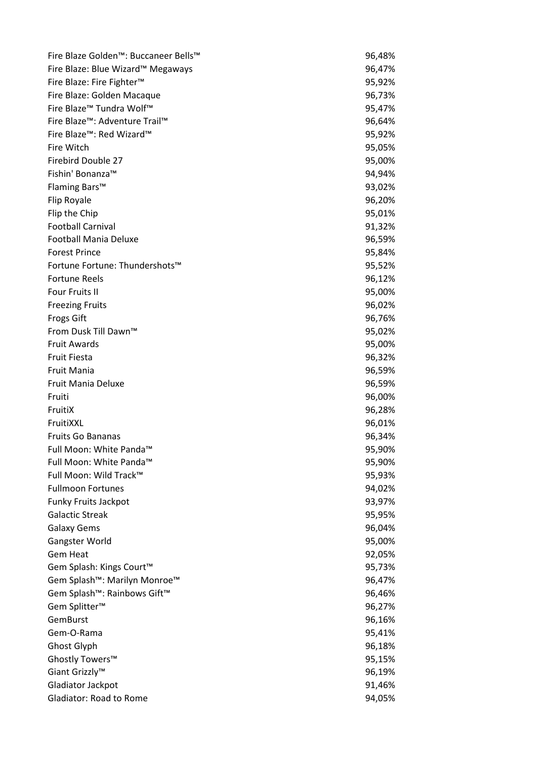| | |
|---|---|
| Fire Blaze Golden™: Buccaneer Bells™ | 96,48% |
| Fire Blaze: Blue Wizard™ Megaways | 96,47% |
| Fire Blaze: Fire Fighter™ | 95,92% |
| Fire Blaze: Golden Macaque | 96,73% |
| Fire Blaze™ Tundra Wolf™ | 95,47% |
| Fire Blaze™: Adventure Trail™ | 96,64% |
| Fire Blaze™: Red Wizard™ | 95,92% |
| Fire Witch | 95,05% |
| Firebird Double 27 | 95,00% |
| Fishin' Bonanza™ | 94,94% |
| Flaming Bars™ | 93,02% |
| Flip Royale | 96,20% |
| Flip the Chip | 95,01% |
| Football Carnival | 91,32% |
| Football Mania Deluxe | 96,59% |
| Forest Prince | 95,84% |
| Fortune Fortune: Thundershots™ | 95,52% |
| Fortune Reels | 96,12% |
| Four Fruits II | 95,00% |
| Freezing Fruits | 96,02% |
| Frogs Gift | 96,76% |
| From Dusk Till Dawn™ | 95,02% |
| Fruit Awards | 95,00% |
| Fruit Fiesta | 96,32% |
| Fruit Mania | 96,59% |
| Fruit Mania Deluxe | 96,59% |
| Fruiti | 96,00% |
| FruitiX | 96,28% |
| FruitiXXL | 96,01% |
| Fruits Go Bananas | 96,34% |
| Full Moon: White Panda™ | 95,90% |
| Full Moon: White Panda™ | 95,90% |
| Full Moon: Wild Track™ | 95,93% |
| Fullmoon Fortunes | 94,02% |
| Funky Fruits Jackpot | 93,97% |
| Galactic Streak | 95,95% |
| Galaxy Gems | 96,04% |
| Gangster World | 95,00% |
| Gem Heat | 92,05% |
| Gem Splash: Kings Court™ | 95,73% |
| Gem Splash™: Marilyn Monroe™ | 96,47% |
| Gem Splash™: Rainbows Gift™ | 96,46% |
| Gem Splitter™ | 96,27% |
| GemBurst | 96,16% |
| Gem-O-Rama | 95,41% |
| Ghost Glyph | 96,18% |
| Ghostly Towers™ | 95,15% |
| Giant Grizzly™ | 96,19% |
| Gladiator Jackpot | 91,46% |
| Gladiator: Road to Rome | 94,05% |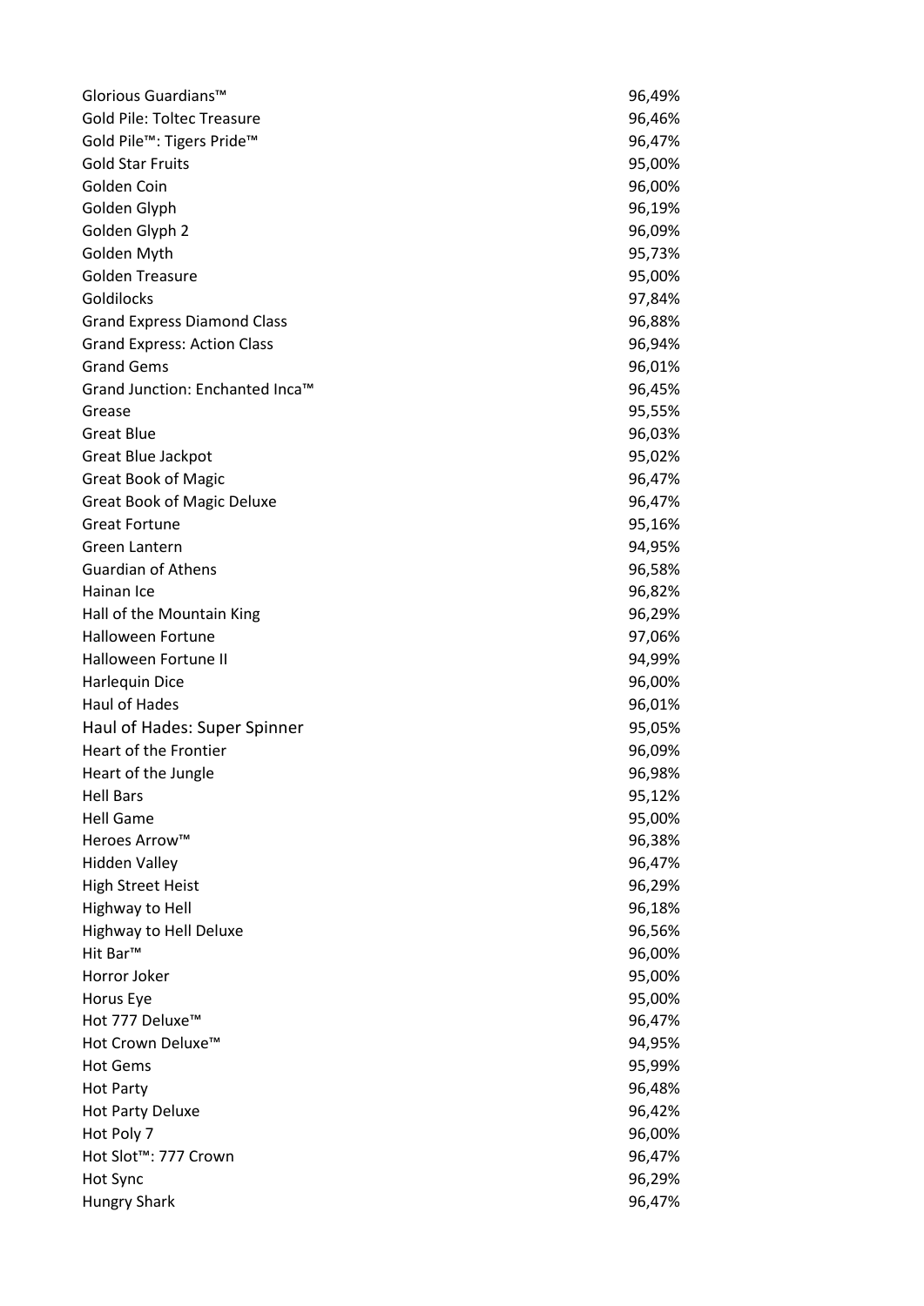| | |
|---|---|
| Glorious Guardians™ | 96,49% |
| Gold Pile: Toltec Treasure | 96,46% |
| Gold Pile™: Tigers Pride™ | 96,47% |
| Gold Star Fruits | 95,00% |
| Golden Coin | 96,00% |
| Golden Glyph | 96,19% |
| Golden Glyph 2 | 96,09% |
| Golden Myth | 95,73% |
| Golden Treasure | 95,00% |
| Goldilocks | 97,84% |
| Grand Express Diamond Class | 96,88% |
| Grand Express: Action Class | 96,94% |
| Grand Gems | 96,01% |
| Grand Junction: Enchanted Inca™ | 96,45% |
| Grease | 95,55% |
| Great Blue | 96,03% |
| Great Blue Jackpot | 95,02% |
| Great Book of Magic | 96,47% |
| Great Book of Magic Deluxe | 96,47% |
| Great Fortune | 95,16% |
| Green Lantern | 94,95% |
| Guardian of Athens | 96,58% |
| Hainan Ice | 96,82% |
| Hall of the Mountain King | 96,29% |
| Halloween Fortune | 97,06% |
| Halloween Fortune II | 94,99% |
| Harlequin Dice | 96,00% |
| Haul of Hades | 96,01% |
| Haul of Hades: Super Spinner | 95,05% |
| Heart of the Frontier | 96,09% |
| Heart of the Jungle | 96,98% |
| Hell Bars | 95,12% |
| Hell Game | 95,00% |
| Heroes Arrow™ | 96,38% |
| Hidden Valley | 96,47% |
| High Street Heist | 96,29% |
| Highway to Hell | 96,18% |
| Highway to Hell Deluxe | 96,56% |
| Hit Bar™ | 96,00% |
| Horror Joker | 95,00% |
| Horus Eye | 95,00% |
| Hot 777 Deluxe™ | 96,47% |
| Hot Crown Deluxe™ | 94,95% |
| Hot Gems | 95,99% |
| Hot Party | 96,48% |
| Hot Party Deluxe | 96,42% |
| Hot Poly 7 | 96,00% |
| Hot Slot™: 777 Crown | 96,47% |
| Hot Sync | 96,29% |
| Hungry Shark | 96,47% |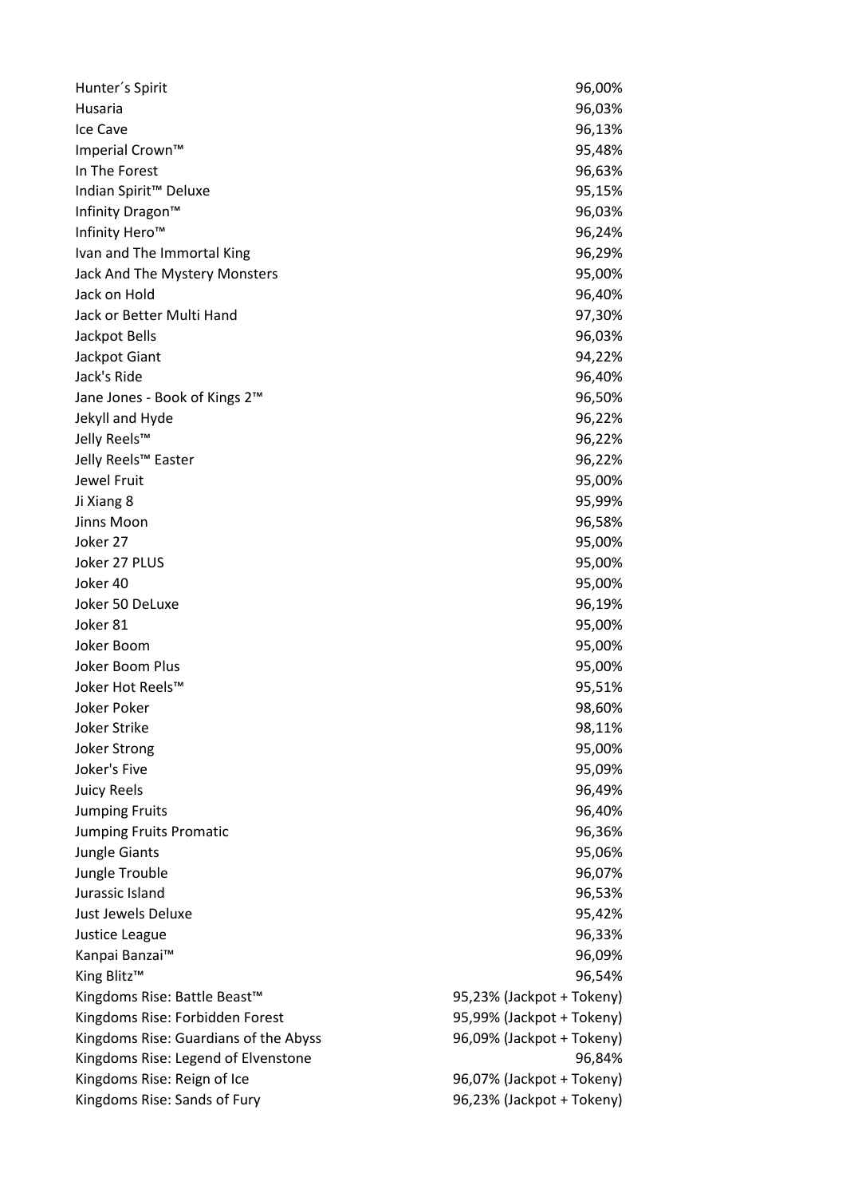| | |
|---|---|
| Hunter´s Spirit | 96,00% |
| Husaria | 96,03% |
| Ice Cave | 96,13% |
| Imperial Crown™ | 95,48% |
| In The Forest | 96,63% |
| Indian Spirit™ Deluxe | 95,15% |
| Infinity Dragon™ | 96,03% |
| Infinity Hero™ | 96,24% |
| Ivan and The Immortal King | 96,29% |
| Jack And The Mystery Monsters | 95,00% |
| Jack on Hold | 96,40% |
| Jack or Better Multi Hand | 97,30% |
| Jackpot Bells | 96,03% |
| Jackpot Giant | 94,22% |
| Jack's Ride | 96,40% |
| Jane Jones - Book of Kings 2™ | 96,50% |
| Jekyll and Hyde | 96,22% |
| Jelly Reels™ | 96,22% |
| Jelly Reels™ Easter | 96,22% |
| Jewel Fruit | 95,00% |
| Ji Xiang 8 | 95,99% |
| Jinns Moon | 96,58% |
| Joker 27 | 95,00% |
| Joker 27 PLUS | 95,00% |
| Joker 40 | 95,00% |
| Joker 50 DeLuxe | 96,19% |
| Joker 81 | 95,00% |
| Joker Boom | 95,00% |
| Joker Boom Plus | 95,00% |
| Joker Hot Reels™ | 95,51% |
| Joker Poker | 98,60% |
| Joker Strike | 98,11% |
| Joker Strong | 95,00% |
| Joker's Five | 95,09% |
| Juicy Reels | 96,49% |
| Jumping Fruits | 96,40% |
| Jumping Fruits Promatic | 96,36% |
| Jungle Giants | 95,06% |
| Jungle Trouble | 96,07% |
| Jurassic Island | 96,53% |
| Just Jewels Deluxe | 95,42% |
| Justice League | 96,33% |
| Kanpai Banzai™ | 96,09% |
| King Blitz™ | 96,54% |
| Kingdoms Rise: Battle Beast™ | 95,23% (Jackpot + Tokeny) |
| Kingdoms Rise: Forbidden Forest | 95,99% (Jackpot + Tokeny) |
| Kingdoms Rise: Guardians of the Abyss | 96,09% (Jackpot + Tokeny) |
| Kingdoms Rise: Legend of Elvenstone | 96,84% |
| Kingdoms Rise: Reign of Ice | 96,07% (Jackpot + Tokeny) |
| Kingdoms Rise: Sands of Fury | 96,23% (Jackpot + Tokeny) |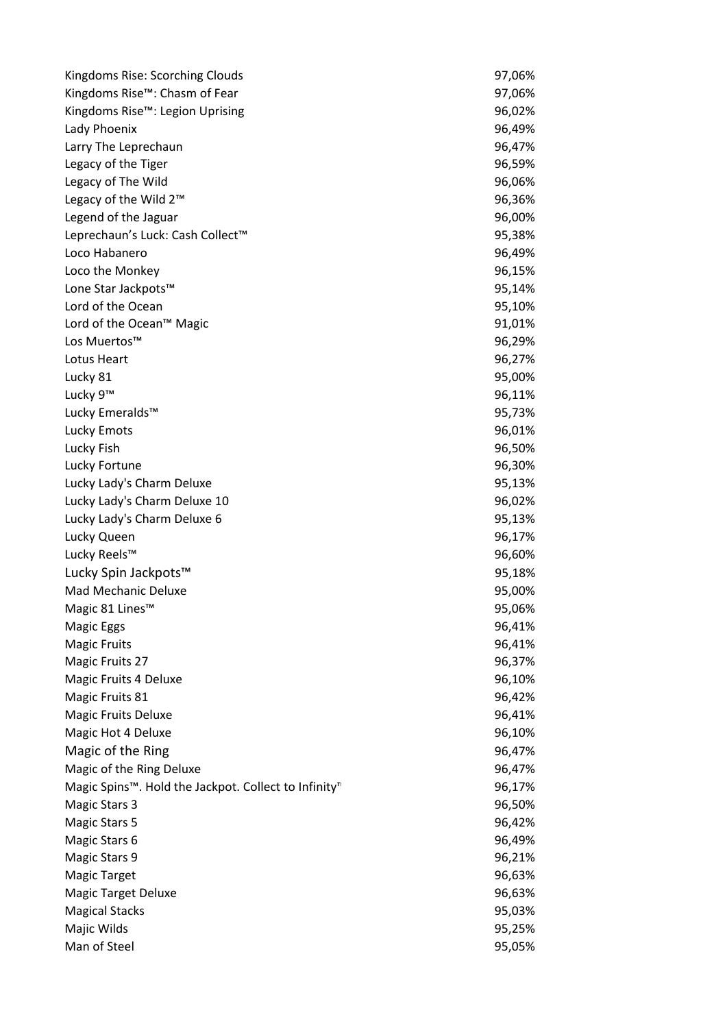| | |
|---|---|
| Kingdoms Rise: Scorching Clouds | 97,06% |
| Kingdoms Rise™: Chasm of Fear | 97,06% |
| Kingdoms Rise™: Legion Uprising | 96,02% |
| Lady Phoenix | 96,49% |
| Larry The Leprechaun | 96,47% |
| Legacy of the Tiger | 96,59% |
| Legacy of The Wild | 96,06% |
| Legacy of the Wild 2™ | 96,36% |
| Legend of the Jaguar | 96,00% |
| Leprechaun's Luck: Cash Collect™ | 95,38% |
| Loco Habanero | 96,49% |
| Loco the Monkey | 96,15% |
| Lone Star Jackpots™ | 95,14% |
| Lord of the Ocean | 95,10% |
| Lord of the Ocean™ Magic | 91,01% |
| Los Muertos™ | 96,29% |
| Lotus Heart | 96,27% |
| Lucky 81 | 95,00% |
| Lucky 9™ | 96,11% |
| Lucky Emeralds™ | 95,73% |
| Lucky Emots | 96,01% |
| Lucky Fish | 96,50% |
| Lucky Fortune | 96,30% |
| Lucky Lady's Charm Deluxe | 95,13% |
| Lucky Lady's Charm Deluxe 10 | 96,02% |
| Lucky Lady's Charm Deluxe 6 | 95,13% |
| Lucky Queen | 96,17% |
| Lucky Reels™ | 96,60% |
| Lucky Spin Jackpots™ | 95,18% |
| Mad Mechanic Deluxe | 95,00% |
| Magic 81 Lines™ | 95,06% |
| Magic Eggs | 96,41% |
| Magic Fruits | 96,41% |
| Magic Fruits 27 | 96,37% |
| Magic Fruits 4 Deluxe | 96,10% |
| Magic Fruits 81 | 96,42% |
| Magic Fruits Deluxe | 96,41% |
| Magic Hot 4 Deluxe | 96,10% |
| Magic of the Ring | 96,47% |
| Magic of the Ring Deluxe | 96,47% |
| Magic Spins™. Hold the Jackpot. Collect to Infinity™ | 96,17% |
| Magic Stars 3 | 96,50% |
| Magic Stars 5 | 96,42% |
| Magic Stars 6 | 96,49% |
| Magic Stars 9 | 96,21% |
| Magic Target | 96,63% |
| Magic Target Deluxe | 96,63% |
| Magical Stacks | 95,03% |
| Majic Wilds | 95,25% |
| Man of Steel | 95,05% |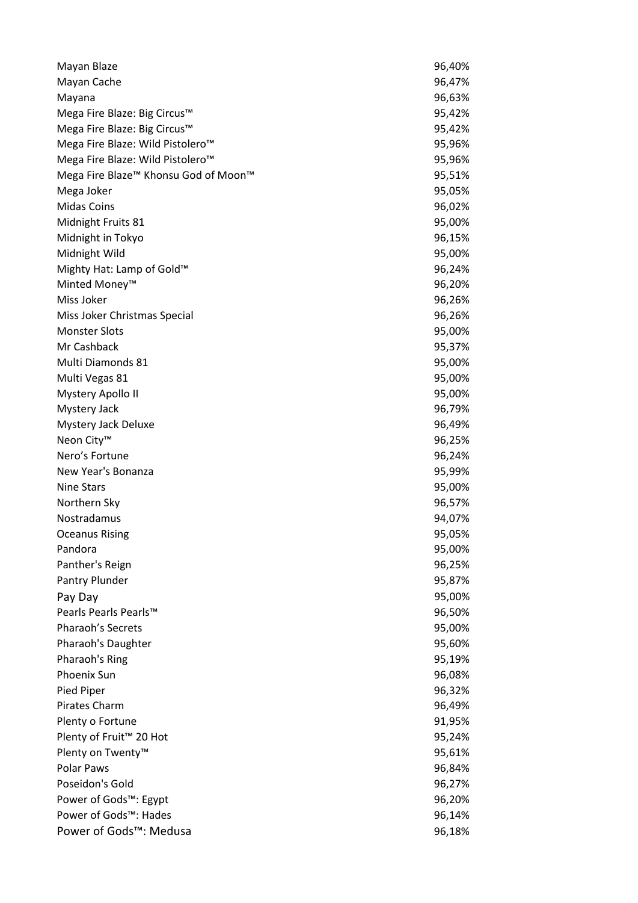| | |
|---|---|
| Mayan Blaze | 96,40% |
| Mayan Cache | 96,47% |
| Mayana | 96,63% |
| Mega Fire Blaze: Big Circus™ | 95,42% |
| Mega Fire Blaze: Big Circus™ | 95,42% |
| Mega Fire Blaze: Wild Pistolero™ | 95,96% |
| Mega Fire Blaze: Wild Pistolero™ | 95,96% |
| Mega Fire Blaze™ Khonsu God of Moon™ | 95,51% |
| Mega Joker | 95,05% |
| Midas Coins | 96,02% |
| Midnight Fruits 81 | 95,00% |
| Midnight in Tokyo | 96,15% |
| Midnight Wild | 95,00% |
| Mighty Hat: Lamp of Gold™ | 96,24% |
| Minted Money™ | 96,20% |
| Miss Joker | 96,26% |
| Miss Joker Christmas Special | 96,26% |
| Monster Slots | 95,00% |
| Mr Cashback | 95,37% |
| Multi Diamonds 81 | 95,00% |
| Multi Vegas 81 | 95,00% |
| Mystery Apollo II | 95,00% |
| Mystery Jack | 96,79% |
| Mystery Jack Deluxe | 96,49% |
| Neon City™ | 96,25% |
| Nero's Fortune | 96,24% |
| New Year's Bonanza | 95,99% |
| Nine Stars | 95,00% |
| Northern Sky | 96,57% |
| Nostradamus | 94,07% |
| Oceanus Rising | 95,05% |
| Pandora | 95,00% |
| Panther's Reign | 96,25% |
| Pantry Plunder | 95,87% |
| Pay Day | 95,00% |
| Pearls Pearls Pearls™ | 96,50% |
| Pharaoh's Secrets | 95,00% |
| Pharaoh's Daughter | 95,60% |
| Pharaoh's Ring | 95,19% |
| Phoenix Sun | 96,08% |
| Pied Piper | 96,32% |
| Pirates Charm | 96,49% |
| Plenty o Fortune | 91,95% |
| Plenty of Fruit™ 20 Hot | 95,24% |
| Plenty on Twenty™ | 95,61% |
| Polar Paws | 96,84% |
| Poseidon's Gold | 96,27% |
| Power of Gods™: Egypt | 96,20% |
| Power of Gods™: Hades | 96,14% |
| Power of Gods™: Medusa | 96,18% |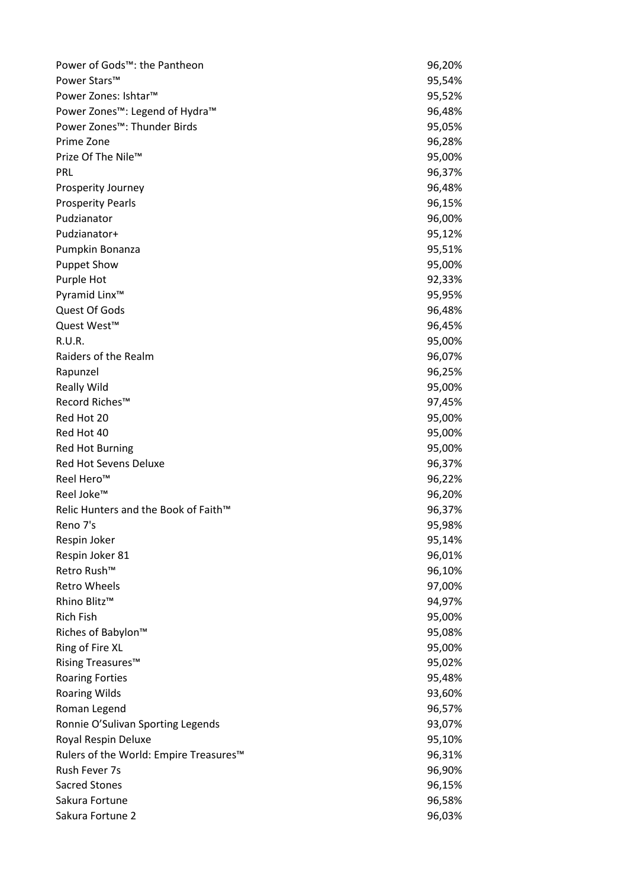| | |
|---|---|
| Power of Gods™: the Pantheon | 96,20% |
| Power Stars™ | 95,54% |
| Power Zones: Ishtar™ | 95,52% |
| Power Zones™: Legend of Hydra™ | 96,48% |
| Power Zones™: Thunder Birds | 95,05% |
| Prime Zone | 96,28% |
| Prize Of The Nile™ | 95,00% |
| PRL | 96,37% |
| Prosperity Journey | 96,48% |
| Prosperity Pearls | 96,15% |
| Pudzianator | 96,00% |
| Pudzianator+ | 95,12% |
| Pumpkin Bonanza | 95,51% |
| Puppet Show | 95,00% |
| Purple Hot | 92,33% |
| Pyramid Linx™ | 95,95% |
| Quest Of Gods | 96,48% |
| Quest West™ | 96,45% |
| R.U.R. | 95,00% |
| Raiders of the Realm | 96,07% |
| Rapunzel | 96,25% |
| Really Wild | 95,00% |
| Record Riches™ | 97,45% |
| Red Hot 20 | 95,00% |
| Red Hot 40 | 95,00% |
| Red Hot Burning | 95,00% |
| Red Hot Sevens Deluxe | 96,37% |
| Reel Hero™ | 96,22% |
| Reel Joke™ | 96,20% |
| Relic Hunters and the Book of Faith™ | 96,37% |
| Reno 7's | 95,98% |
| Respin Joker | 95,14% |
| Respin Joker 81 | 96,01% |
| Retro Rush™ | 96,10% |
| Retro Wheels | 97,00% |
| Rhino Blitz™ | 94,97% |
| Rich Fish | 95,00% |
| Riches of Babylon™ | 95,08% |
| Ring of Fire XL | 95,00% |
| Rising Treasures™ | 95,02% |
| Roaring Forties | 95,48% |
| Roaring Wilds | 93,60% |
| Roman Legend | 96,57% |
| Ronnie O'Sulivan Sporting Legends | 93,07% |
| Royal Respin Deluxe | 95,10% |
| Rulers of the World: Empire Treasures™ | 96,31% |
| Rush Fever 7s | 96,90% |
| Sacred Stones | 96,15% |
| Sakura Fortune | 96,58% |
| Sakura Fortune 2 | 96,03% |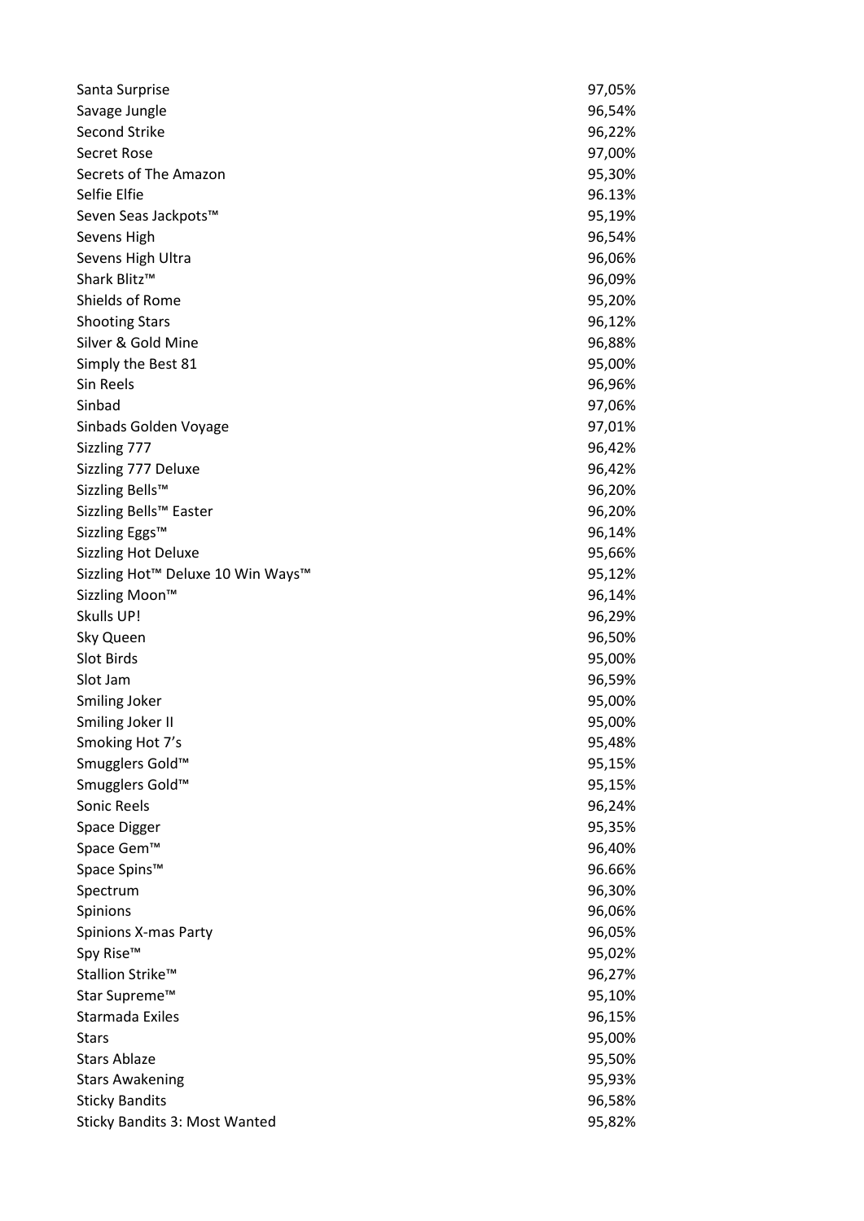| | |
|---|---|
| Santa Surprise | 97,05% |
| Savage Jungle | 96,54% |
| Second Strike | 96,22% |
| Secret Rose | 97,00% |
| Secrets of The Amazon | 95,30% |
| Selfie Elfie | 96.13% |
| Seven Seas Jackpots™ | 95,19% |
| Sevens High | 96,54% |
| Sevens High Ultra | 96,06% |
| Shark Blitz™ | 96,09% |
| Shields of Rome | 95,20% |
| Shooting Stars | 96,12% |
| Silver & Gold Mine | 96,88% |
| Simply the Best 81 | 95,00% |
| Sin Reels | 96,96% |
| Sinbad | 97,06% |
| Sinbads Golden Voyage | 97,01% |
| Sizzling 777 | 96,42% |
| Sizzling 777 Deluxe | 96,42% |
| Sizzling Bells™ | 96,20% |
| Sizzling Bells™ Easter | 96,20% |
| Sizzling Eggs™ | 96,14% |
| Sizzling Hot Deluxe | 95,66% |
| Sizzling Hot™ Deluxe 10 Win Ways™ | 95,12% |
| Sizzling Moon™ | 96,14% |
| Skulls UP! | 96,29% |
| Sky Queen | 96,50% |
| Slot Birds | 95,00% |
| Slot Jam | 96,59% |
| Smiling Joker | 95,00% |
| Smiling Joker II | 95,00% |
| Smoking Hot 7's | 95,48% |
| Smugglers Gold™ | 95,15% |
| Smugglers Gold™ | 95,15% |
| Sonic Reels | 96,24% |
| Space Digger | 95,35% |
| Space Gem™ | 96,40% |
| Space Spins™ | 96.66% |
| Spectrum | 96,30% |
| Spinions | 96,06% |
| Spinions X-mas Party | 96,05% |
| Spy Rise™ | 95,02% |
| Stallion Strike™ | 96,27% |
| Star Supreme™ | 95,10% |
| Starmada Exiles | 96,15% |
| Stars | 95,00% |
| Stars Ablaze | 95,50% |
| Stars Awakening | 95,93% |
| Sticky Bandits | 96,58% |
| Sticky Bandits 3: Most Wanted | 95,82% |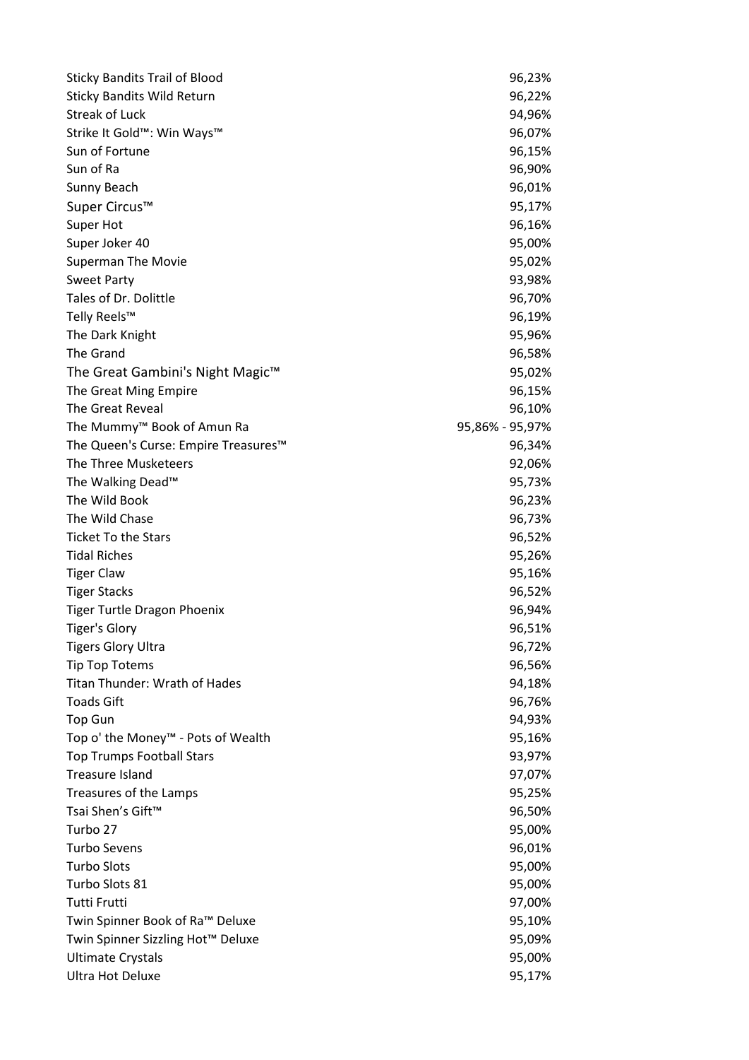| | |
|---|---|
| Sticky Bandits Trail of Blood | 96,23% |
| Sticky Bandits Wild Return | 96,22% |
| Streak of Luck | 94,96% |
| Strike It Gold™: Win Ways™ | 96,07% |
| Sun of Fortune | 96,15% |
| Sun of Ra | 96,90% |
| Sunny Beach | 96,01% |
| Super Circus™ | 95,17% |
| Super Hot | 96,16% |
| Super Joker 40 | 95,00% |
| Superman The Movie | 95,02% |
| Sweet Party | 93,98% |
| Tales of Dr. Dolittle | 96,70% |
| Telly Reels™ | 96,19% |
| The Dark Knight | 95,96% |
| The Grand | 96,58% |
| The Great Gambini's Night Magic™ | 95,02% |
| The Great Ming Empire | 96,15% |
| The Great Reveal | 96,10% |
| The Mummy™ Book of Amun Ra | 95,86% - 95,97% |
| The Queen's Curse: Empire Treasures™ | 96,34% |
| The Three Musketeers | 92,06% |
| The Walking Dead™ | 95,73% |
| The Wild Book | 96,23% |
| The Wild Chase | 96,73% |
| Ticket To the Stars | 96,52% |
| Tidal Riches | 95,26% |
| Tiger Claw | 95,16% |
| Tiger Stacks | 96,52% |
| Tiger Turtle Dragon Phoenix | 96,94% |
| Tiger's Glory | 96,51% |
| Tigers Glory Ultra | 96,72% |
| Tip Top Totems | 96,56% |
| Titan Thunder: Wrath of Hades | 94,18% |
| Toads Gift | 96,76% |
| Top Gun | 94,93% |
| Top o' the Money™ - Pots of Wealth | 95,16% |
| Top Trumps Football Stars | 93,97% |
| Treasure Island | 97,07% |
| Treasures of the Lamps | 95,25% |
| Tsai Shen's Gift™ | 96,50% |
| Turbo 27 | 95,00% |
| Turbo Sevens | 96,01% |
| Turbo Slots | 95,00% |
| Turbo Slots 81 | 95,00% |
| Tutti Frutti | 97,00% |
| Twin Spinner Book of Ra™ Deluxe | 95,10% |
| Twin Spinner Sizzling Hot™ Deluxe | 95,09% |
| Ultimate Crystals | 95,00% |
| Ultra Hot Deluxe | 95,17% |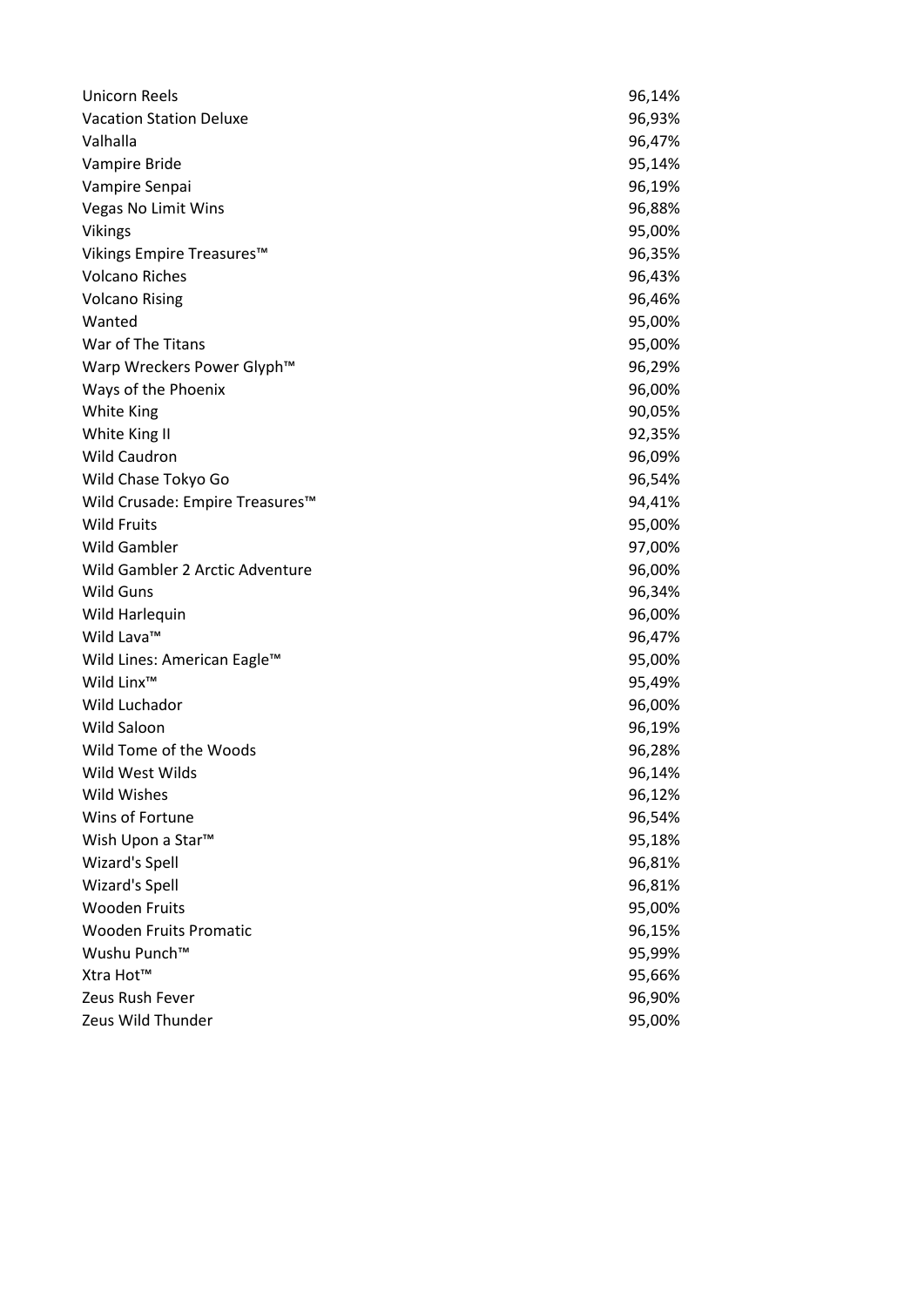| | |
|---|---|
| Unicorn Reels | 96,14% |
| Vacation Station Deluxe | 96,93% |
| Valhalla | 96,47% |
| Vampire Bride | 95,14% |
| Vampire Senpai | 96,19% |
| Vegas No Limit Wins | 96,88% |
| Vikings | 95,00% |
| Vikings Empire Treasures™ | 96,35% |
| Volcano Riches | 96,43% |
| Volcano Rising | 96,46% |
| Wanted | 95,00% |
| War of The Titans | 95,00% |
| Warp Wreckers Power Glyph™ | 96,29% |
| Ways of the Phoenix | 96,00% |
| White King | 90,05% |
| White King II | 92,35% |
| Wild Caudron | 96,09% |
| Wild Chase Tokyo Go | 96,54% |
| Wild Crusade: Empire Treasures™ | 94,41% |
| Wild Fruits | 95,00% |
| Wild Gambler | 97,00% |
| Wild Gambler 2 Arctic Adventure | 96,00% |
| Wild Guns | 96,34% |
| Wild Harlequin | 96,00% |
| Wild Lava™ | 96,47% |
| Wild Lines: American Eagle™ | 95,00% |
| Wild Linx™ | 95,49% |
| Wild Luchador | 96,00% |
| Wild Saloon | 96,19% |
| Wild Tome of the Woods | 96,28% |
| Wild West Wilds | 96,14% |
| Wild Wishes | 96,12% |
| Wins of Fortune | 96,54% |
| Wish Upon a Star™ | 95,18% |
| Wizard's Spell | 96,81% |
| Wizard's Spell | 96,81% |
| Wooden Fruits | 95,00% |
| Wooden Fruits Promatic | 96,15% |
| Wushu Punch™ | 95,99% |
| Xtra Hot™ | 95,66% |
| Zeus Rush Fever | 96,90% |
| Zeus Wild Thunder | 95,00% |